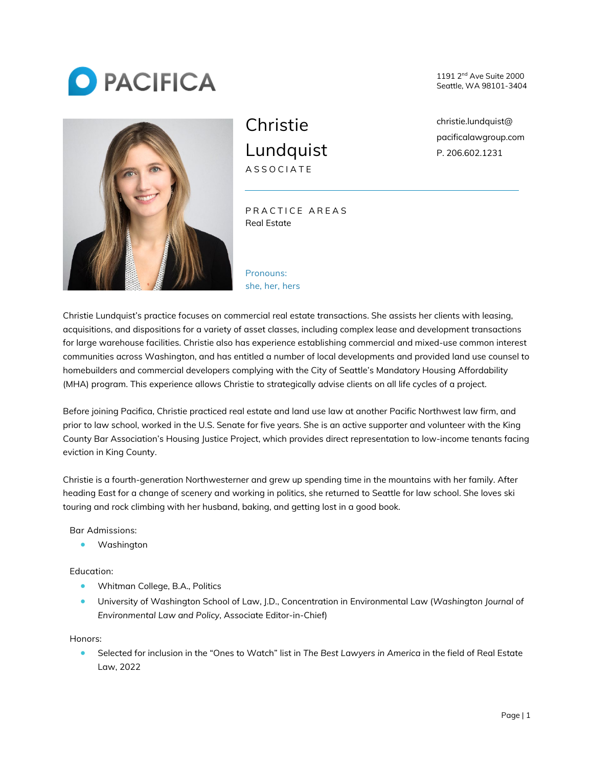PACIFICA

1191 2nd Ave Suite 2000
Seattle, WA 98101-3404

# Christie Lundquist

ASSOCIATE

christie.lundquist@pacificalawgroup.com
P. 206.602.1231

## PRACTICE AREAS

Real Estate

Pronouns:
she, her, hers

Christie Lundquist's practice focuses on commercial real estate transactions. She assists her clients with leasing, acquisitions, and dispositions for a variety of asset classes, including complex lease and development transactions for large warehouse facilities. Christie also has experience establishing commercial and mixed-use common interest communities across Washington, and has entitled a number of local developments and provided land use counsel to homebuilders and commercial developers complying with the City of Seattle's Mandatory Housing Affordability (MHA) program. This experience allows Christie to strategically advise clients on all life cycles of a project.

Before joining Pacifica, Christie practiced real estate and land use law at another Pacific Northwest law firm, and prior to law school, worked in the U.S. Senate for five years. She is an active supporter and volunteer with the King County Bar Association's Housing Justice Project, which provides direct representation to low-income tenants facing eviction in King County.

Christie is a fourth-generation Northwesterner and grew up spending time in the mountains with her family. After heading East for a change of scenery and working in politics, she returned to Seattle for law school. She loves ski touring and rock climbing with her husband, baking, and getting lost in a good book.

Bar Admissions:

- Washington

Education:

- Whitman College, B.A., Politics
- University of Washington School of Law, J.D., Concentration in Environmental Law (*Washington Journal of Environmental Law and Policy*, Associate Editor-in-Chief)

Honors:

- Selected for inclusion in the "Ones to Watch" list in *The Best Lawyers in America* in the field of Real Estate Law, 2022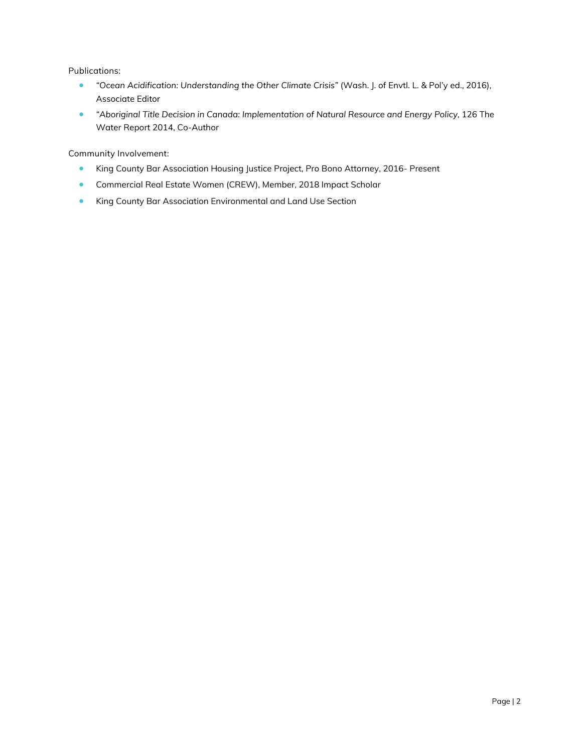Publications:

- "*Ocean Acidification: Understanding the Other Climate Crisis*" (Wash. J. of Envtl. L. & Pol'y ed., 2016), Associate Editor
- "*Aboriginal Title Decision in Canada: Implementation of Natural Resource and Energy Policy*, 126 The Water Report 2014, Co-Author

Community Involvement:

- King County Bar Association Housing Justice Project, Pro Bono Attorney, 2016- Present
- Commercial Real Estate Women (CREW), Member, 2018 Impact Scholar
- King County Bar Association Environmental and Land Use Section